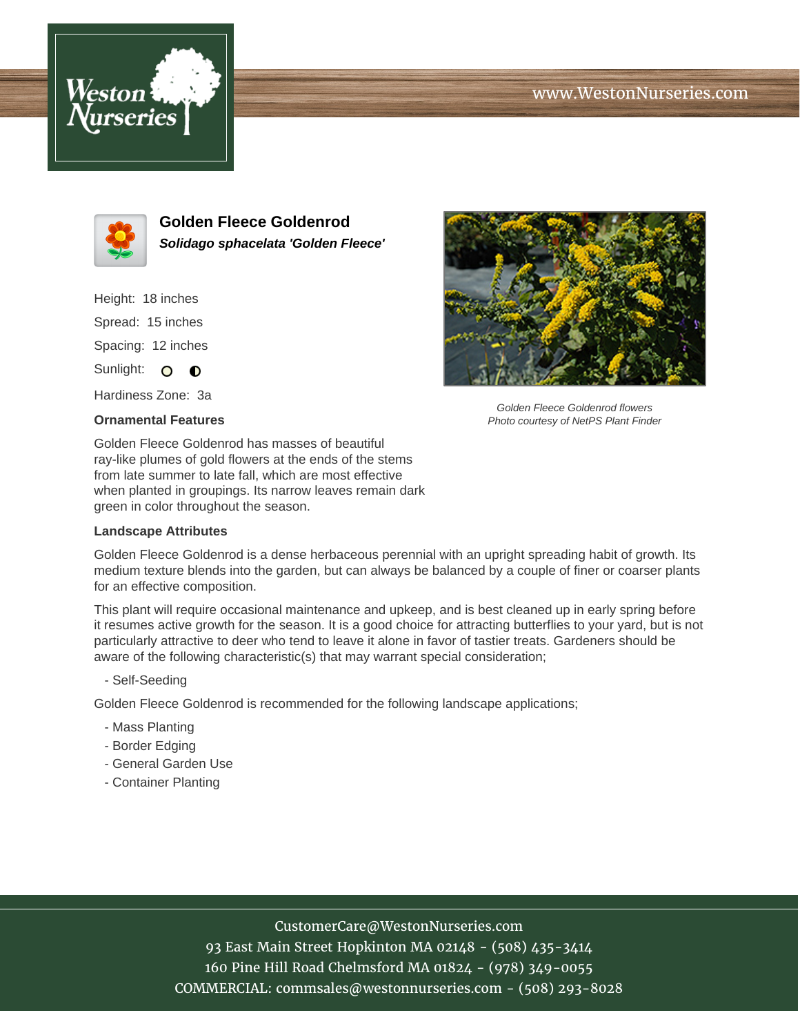# Golden Fleece Goldenrod

***Solidago sphacelata 'Golden Fleece'***

Height: 18 inches

Spread: 15 inches

Spacing: 12 inches

Sunlight: ○ ◐

Hardiness Zone: 3a

*Golden Fleece Goldenrod flowers*
*Photo courtesy of NetPS Plant Finder*

### Ornamental Features

Golden Fleece Goldenrod has masses of beautiful ray-like plumes of gold flowers at the ends of the stems from late summer to late fall, which are most effective when planted in groupings. Its narrow leaves remain dark green in color throughout the season.

### Landscape Attributes

Golden Fleece Goldenrod is a dense herbaceous perennial with an upright spreading habit of growth. Its medium texture blends into the garden, but can always be balanced by a couple of finer or coarser plants for an effective composition.

This plant will require occasional maintenance and upkeep, and is best cleaned up in early spring before it resumes active growth for the season. It is a good choice for attracting butterflies to your yard, but is not particularly attractive to deer who tend to leave it alone in favor of tastier treats. Gardeners should be aware of the following characteristic(s) that may warrant special consideration;

- Self-Seeding

Golden Fleece Goldenrod is recommended for the following landscape applications;

- Mass Planting
- Border Edging
- General Garden Use
- Container Planting

CustomerCare@WestonNurseries.com
93 East Main Street Hopkinton MA 02148 - (508) 435-3414
160 Pine Hill Road Chelmsford MA 01824 - (978) 349-0055
COMMERCIAL: commsales@westonnurseries.com - (508) 293-8028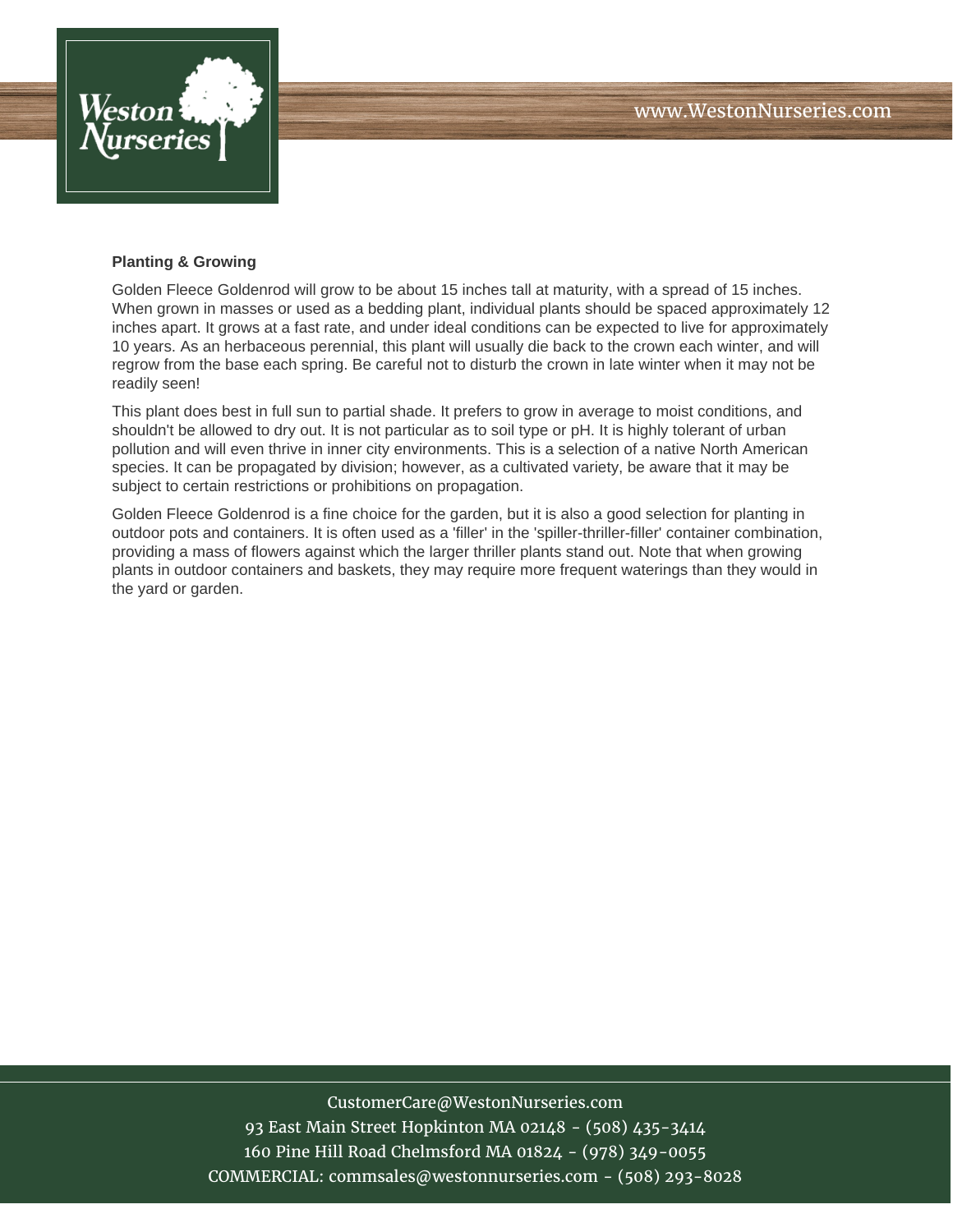## Planting & Growing

Golden Fleece Goldenrod will grow to be about 15 inches tall at maturity, with a spread of 15 inches. When grown in masses or used as a bedding plant, individual plants should be spaced approximately 12 inches apart. It grows at a fast rate, and under ideal conditions can be expected to live for approximately 10 years. As an herbaceous perennial, this plant will usually die back to the crown each winter, and will regrow from the base each spring. Be careful not to disturb the crown in late winter when it may not be readily seen!

This plant does best in full sun to partial shade. It prefers to grow in average to moist conditions, and shouldn't be allowed to dry out. It is not particular as to soil type or pH. It is highly tolerant of urban pollution and will even thrive in inner city environments. This is a selection of a native North American species. It can be propagated by division; however, as a cultivated variety, be aware that it may be subject to certain restrictions or prohibitions on propagation.

Golden Fleece Goldenrod is a fine choice for the garden, but it is also a good selection for planting in outdoor pots and containers. It is often used as a 'filler' in the 'spiller-thriller-filler' container combination, providing a mass of flowers against which the larger thriller plants stand out. Note that when growing plants in outdoor containers and baskets, they may require more frequent waterings than they would in the yard or garden.